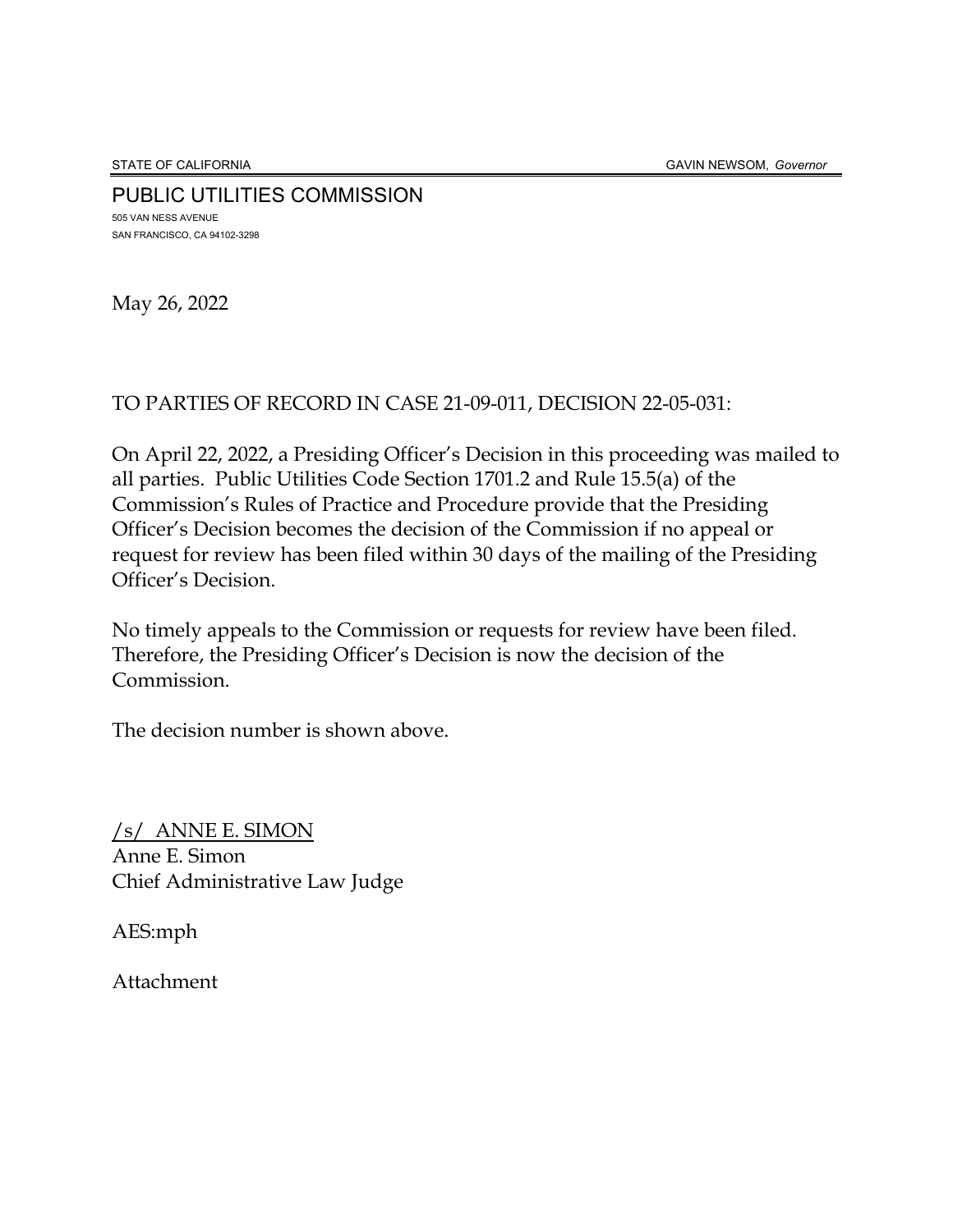STATE OF CALIFORNIA GAVIN NEWSOM, *Governor*

PUBLIC UTILITIES COMMISSION
505 VAN NESS AVENUE
SAN FRANCISCO, CA 94102-3298

May 26, 2022

TO PARTIES OF RECORD IN CASE 21-09-011, DECISION 22-05-031:

On April 22, 2022, a Presiding Officer's Decision in this proceeding was mailed to all parties. Public Utilities Code Section 1701.2 and Rule 15.5(a) of the Commission's Rules of Practice and Procedure provide that the Presiding Officer's Decision becomes the decision of the Commission if no appeal or request for review has been filed within 30 days of the mailing of the Presiding Officer's Decision.

No timely appeals to the Commission or requests for review have been filed. Therefore, the Presiding Officer's Decision is now the decision of the Commission.

The decision number is shown above.

/s/ ANNE E. SIMON
Anne E. Simon
Chief Administrative Law Judge

AES:mph

Attachment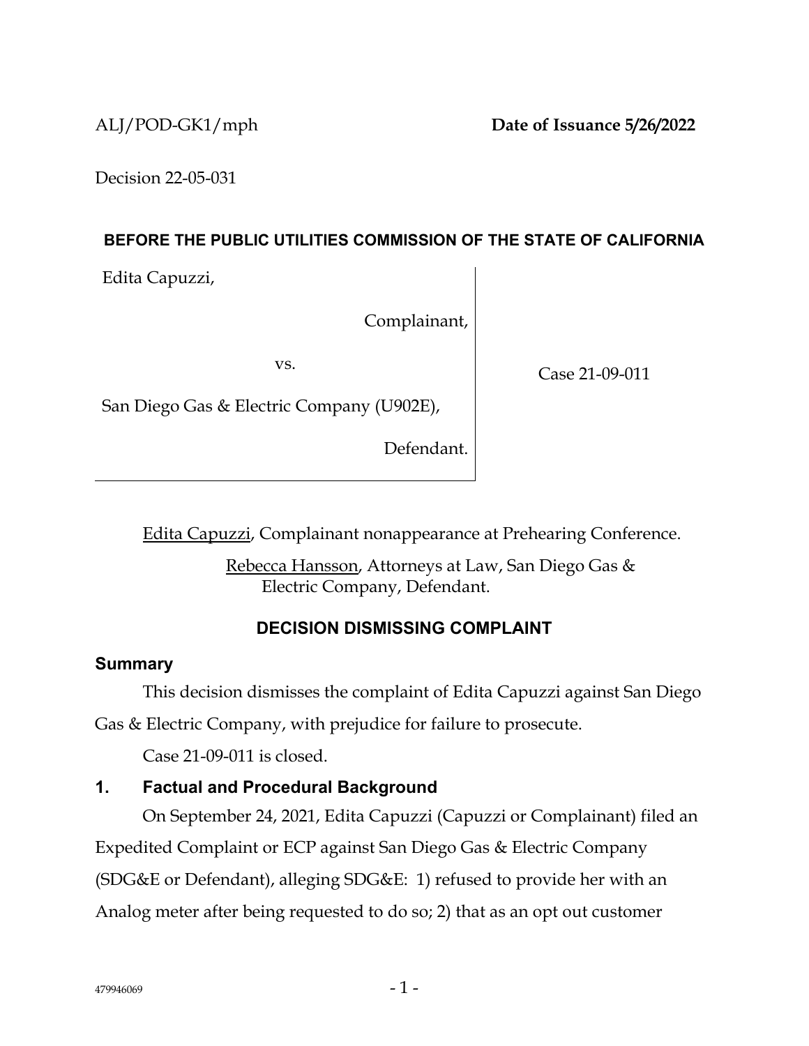ALJ/POD-GK1/mph **Date of Issuance 5/26/2022**

Decision 22-05-031

**BEFORE THE PUBLIC UTILITIES COMMISSION OF THE STATE OF CALIFORNIA**

| | |
|---|---|
| Edita Capuzzi,<br><br>Complainant,<br><br>vs.<br><br>San Diego Gas & Electric Company (U902E),<br><br>Defendant. | Case 21-09-011 |

Edita Capuzzi, Complainant nonappearance at Prehearing Conference.

Rebecca Hansson, Attorneys at Law, San Diego Gas & Electric Company, Defendant.

## DECISION DISMISSING COMPLAINT

### Summary

This decision dismisses the complaint of Edita Capuzzi against San Diego Gas & Electric Company, with prejudice for failure to prosecute.

Case 21-09-011 is closed.

### 1. Factual and Procedural Background

On September 24, 2021, Edita Capuzzi (Capuzzi or Complainant) filed an Expedited Complaint or ECP against San Diego Gas & Electric Company (SDG&E or Defendant), alleging SDG&E: 1) refused to provide her with an Analog meter after being requested to do so; 2) that as an opt out customer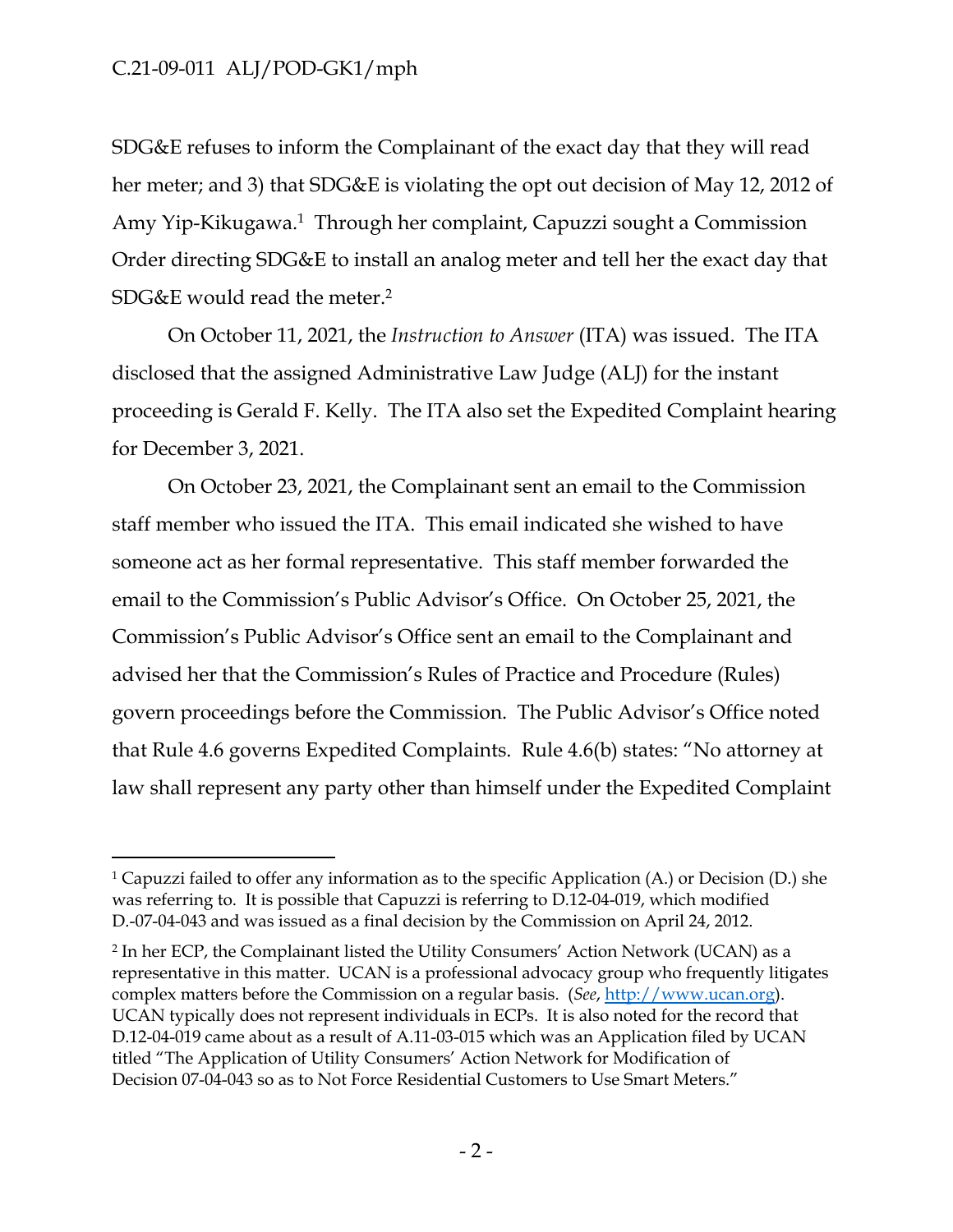SDG&E refuses to inform the Complainant of the exact day that they will read her meter; and 3) that SDG&E is violating the opt out decision of May 12, 2012 of Amy Yip-Kikugawa.[1] Through her complaint, Capuzzi sought a Commission Order directing SDG&E to install an analog meter and tell her the exact day that SDG&E would read the meter.[2]

On October 11, 2021, the *Instruction to Answer* (ITA) was issued. The ITA disclosed that the assigned Administrative Law Judge (ALJ) for the instant proceeding is Gerald F. Kelly. The ITA also set the Expedited Complaint hearing for December 3, 2021.

On October 23, 2021, the Complainant sent an email to the Commission staff member who issued the ITA. This email indicated she wished to have someone act as her formal representative. This staff member forwarded the email to the Commission's Public Advisor's Office. On October 25, 2021, the Commission's Public Advisor's Office sent an email to the Complainant and advised her that the Commission's Rules of Practice and Procedure (Rules) govern proceedings before the Commission. The Public Advisor's Office noted that Rule 4.6 governs Expedited Complaints. Rule 4.6(b) states: "No attorney at law shall represent any party other than himself under the Expedited Complaint

---

[1] Capuzzi failed to offer any information as to the specific Application (A.) or Decision (D.) she was referring to. It is possible that Capuzzi is referring to D.12-04-019, which modified D.-07-04-043 and was issued as a final decision by the Commission on April 24, 2012.

[2] In her ECP, the Complainant listed the Utility Consumers' Action Network (UCAN) as a representative in this matter. UCAN is a professional advocacy group who frequently litigates complex matters before the Commission on a regular basis. (*See*, http://www.ucan.org). UCAN typically does not represent individuals in ECPs. It is also noted for the record that D.12-04-019 came about as a result of A.11-03-015 which was an Application filed by UCAN titled "The Application of Utility Consumers' Action Network for Modification of Decision 07-04-043 so as to Not Force Residential Customers to Use Smart Meters."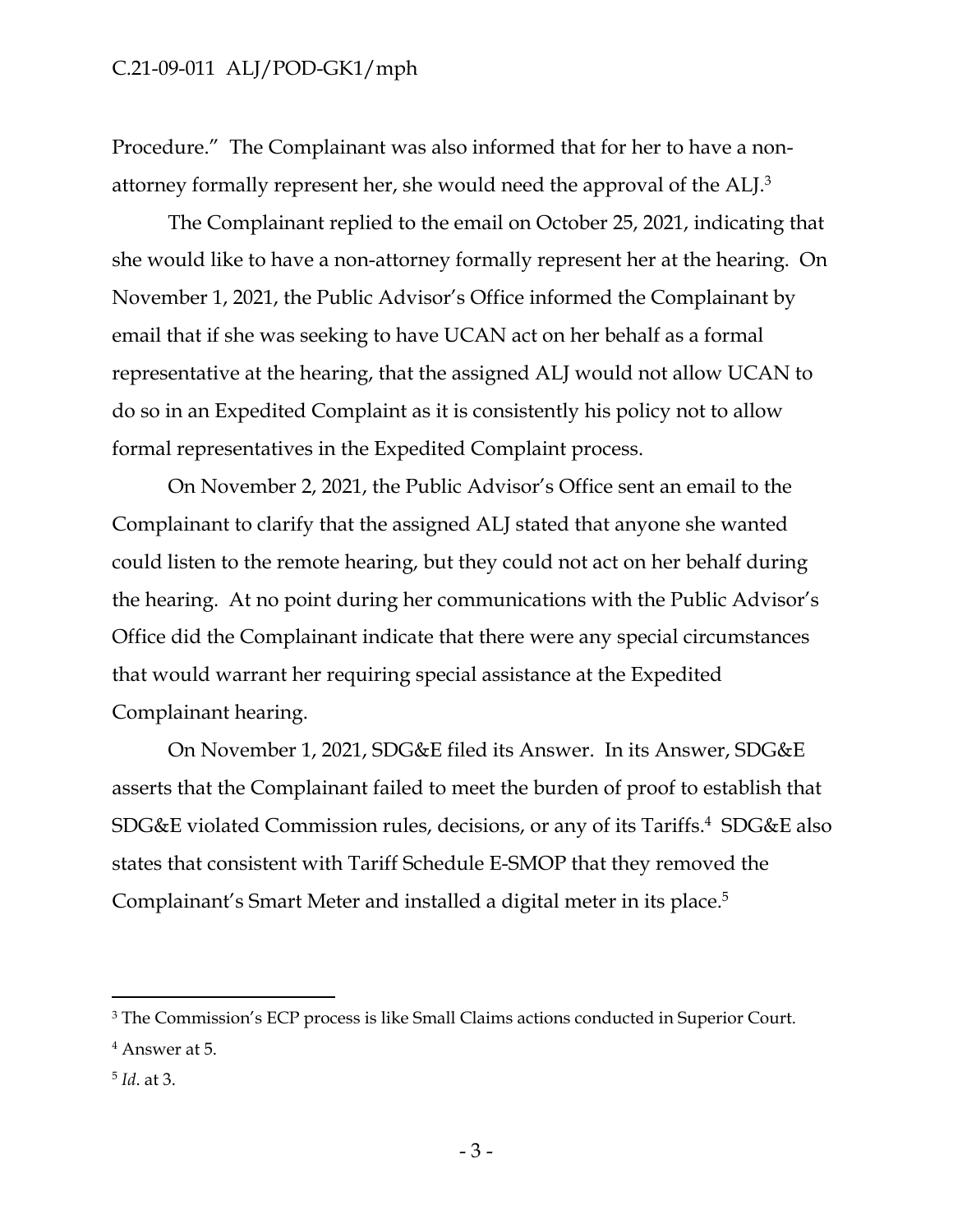Procedure." The Complainant was also informed that for her to have a non-attorney formally represent her, she would need the approval of the ALJ.[3]

The Complainant replied to the email on October 25, 2021, indicating that she would like to have a non-attorney formally represent her at the hearing. On November 1, 2021, the Public Advisor's Office informed the Complainant by email that if she was seeking to have UCAN act on her behalf as a formal representative at the hearing, that the assigned ALJ would not allow UCAN to do so in an Expedited Complaint as it is consistently his policy not to allow formal representatives in the Expedited Complaint process.

On November 2, 2021, the Public Advisor's Office sent an email to the Complainant to clarify that the assigned ALJ stated that anyone she wanted could listen to the remote hearing, but they could not act on her behalf during the hearing. At no point during her communications with the Public Advisor's Office did the Complainant indicate that there were any special circumstances that would warrant her requiring special assistance at the Expedited Complainant hearing.

On November 1, 2021, SDG&E filed its Answer. In its Answer, SDG&E asserts that the Complainant failed to meet the burden of proof to establish that SDG&E violated Commission rules, decisions, or any of its Tariffs.[4] SDG&E also states that consistent with Tariff Schedule E-SMOP that they removed the Complainant's Smart Meter and installed a digital meter in its place.[5]

---

[3] The Commission's ECP process is like Small Claims actions conducted in Superior Court.

[4] Answer at 5.

[5] *Id*. at 3.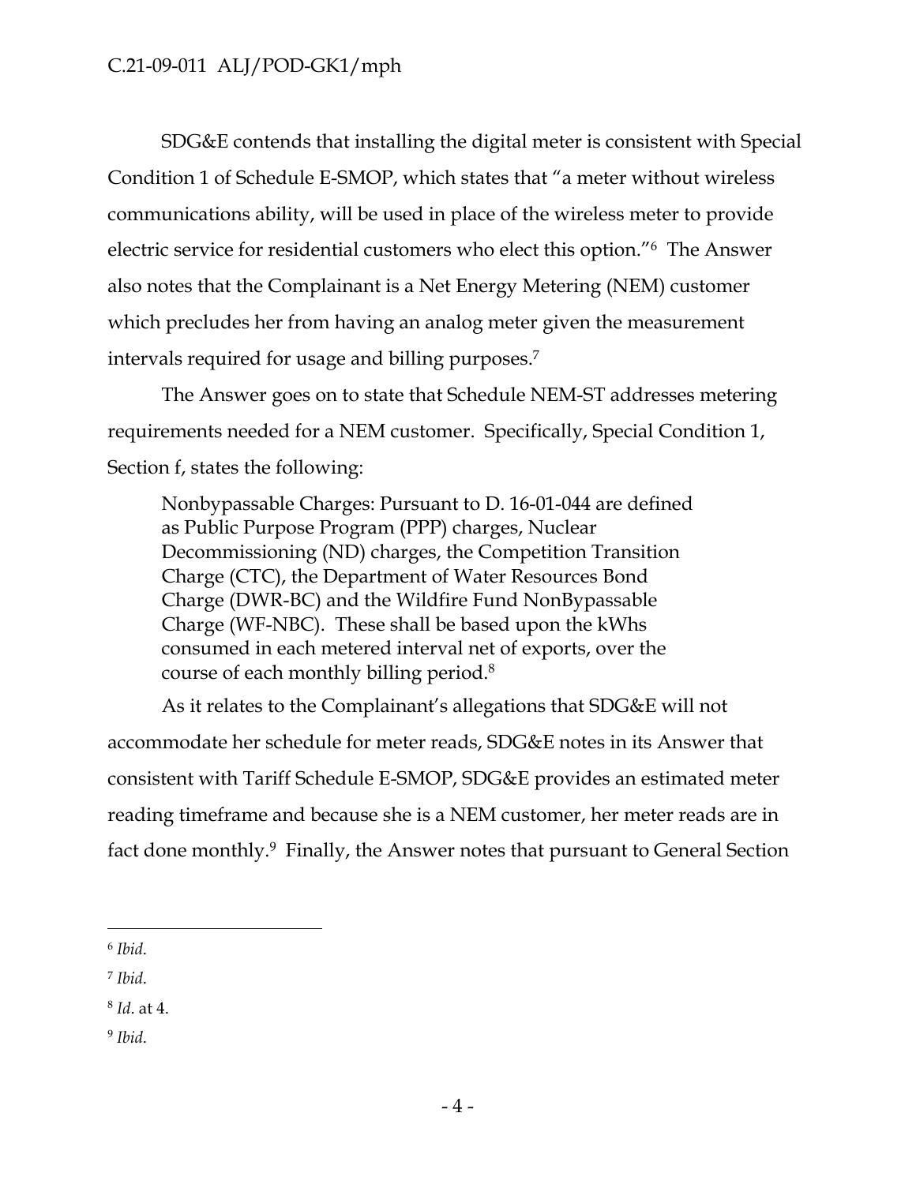SDG&E contends that installing the digital meter is consistent with Special Condition 1 of Schedule E-SMOP, which states that "a meter without wireless communications ability, will be used in place of the wireless meter to provide electric service for residential customers who elect this option."[6] The Answer also notes that the Complainant is a Net Energy Metering (NEM) customer which precludes her from having an analog meter given the measurement intervals required for usage and billing purposes.[7]

The Answer goes on to state that Schedule NEM-ST addresses metering requirements needed for a NEM customer. Specifically, Special Condition 1, Section f, states the following:

> Nonbypassable Charges: Pursuant to D. 16-01-044 are defined as Public Purpose Program (PPP) charges, Nuclear Decommissioning (ND) charges, the Competition Transition Charge (CTC), the Department of Water Resources Bond Charge (DWR-BC) and the Wildfire Fund NonBypassable Charge (WF-NBC). These shall be based upon the kWhs consumed in each metered interval net of exports, over the course of each monthly billing period.[8]

As it relates to the Complainant's allegations that SDG&E will not accommodate her schedule for meter reads, SDG&E notes in its Answer that consistent with Tariff Schedule E-SMOP, SDG&E provides an estimated meter reading timeframe and because she is a NEM customer, her meter reads are in fact done monthly.[9] Finally, the Answer notes that pursuant to General Section

---

[6] *Ibid*.

[7] *Ibid*.

[8] *Id*. at 4.

[9] *Ibid*.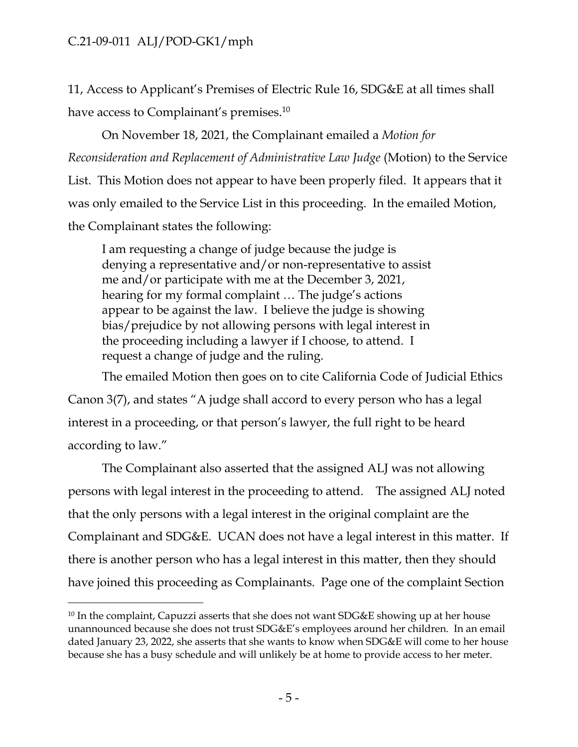11, Access to Applicant's Premises of Electric Rule 16, SDG&E at all times shall have access to Complainant's premises.[10]

On November 18, 2021, the Complainant emailed a *Motion for Reconsideration and Replacement of Administrative Law Judge* (Motion) to the Service List. This Motion does not appear to have been properly filed. It appears that it was only emailed to the Service List in this proceeding. In the emailed Motion, the Complainant states the following:

> I am requesting a change of judge because the judge is denying a representative and/or non-representative to assist me and/or participate with me at the December 3, 2021, hearing for my formal complaint … The judge's actions appear to be against the law. I believe the judge is showing bias/prejudice by not allowing persons with legal interest in the proceeding including a lawyer if I choose, to attend. I request a change of judge and the ruling.

The emailed Motion then goes on to cite California Code of Judicial Ethics Canon 3(7), and states "A judge shall accord to every person who has a legal interest in a proceeding, or that person's lawyer, the full right to be heard according to law."

The Complainant also asserted that the assigned ALJ was not allowing persons with legal interest in the proceeding to attend. The assigned ALJ noted that the only persons with a legal interest in the original complaint are the Complainant and SDG&E. UCAN does not have a legal interest in this matter. If there is another person who has a legal interest in this matter, then they should have joined this proceeding as Complainants. Page one of the complaint Section

---

[10] In the complaint, Capuzzi asserts that she does not want SDG&E showing up at her house unannounced because she does not trust SDG&E's employees around her children. In an email dated January 23, 2022, she asserts that she wants to know when SDG&E will come to her house because she has a busy schedule and will unlikely be at home to provide access to her meter.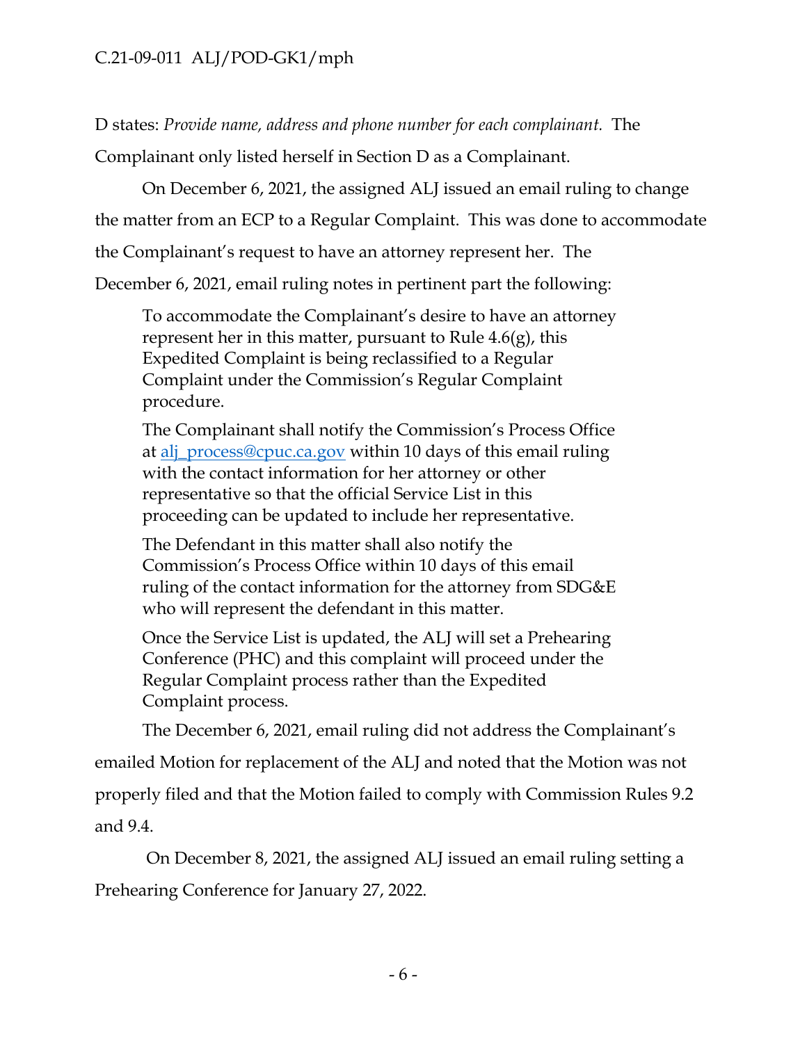D states: *Provide name, address and phone number for each complainant.* The Complainant only listed herself in Section D as a Complainant.

On December 6, 2021, the assigned ALJ issued an email ruling to change the matter from an ECP to a Regular Complaint. This was done to accommodate the Complainant's request to have an attorney represent her. The December 6, 2021, email ruling notes in pertinent part the following:

> To accommodate the Complainant's desire to have an attorney represent her in this matter, pursuant to Rule 4.6(g), this Expedited Complaint is being reclassified to a Regular Complaint under the Commission's Regular Complaint procedure.
>
> The Complainant shall notify the Commission's Process Office at alj_process@cpuc.ca.gov within 10 days of this email ruling with the contact information for her attorney or other representative so that the official Service List in this proceeding can be updated to include her representative.
>
> The Defendant in this matter shall also notify the Commission's Process Office within 10 days of this email ruling of the contact information for the attorney from SDG&E who will represent the defendant in this matter.
>
> Once the Service List is updated, the ALJ will set a Prehearing Conference (PHC) and this complaint will proceed under the Regular Complaint process rather than the Expedited Complaint process.

The December 6, 2021, email ruling did not address the Complainant's emailed Motion for replacement of the ALJ and noted that the Motion was not properly filed and that the Motion failed to comply with Commission Rules 9.2 and 9.4.

On December 8, 2021, the assigned ALJ issued an email ruling setting a Prehearing Conference for January 27, 2022.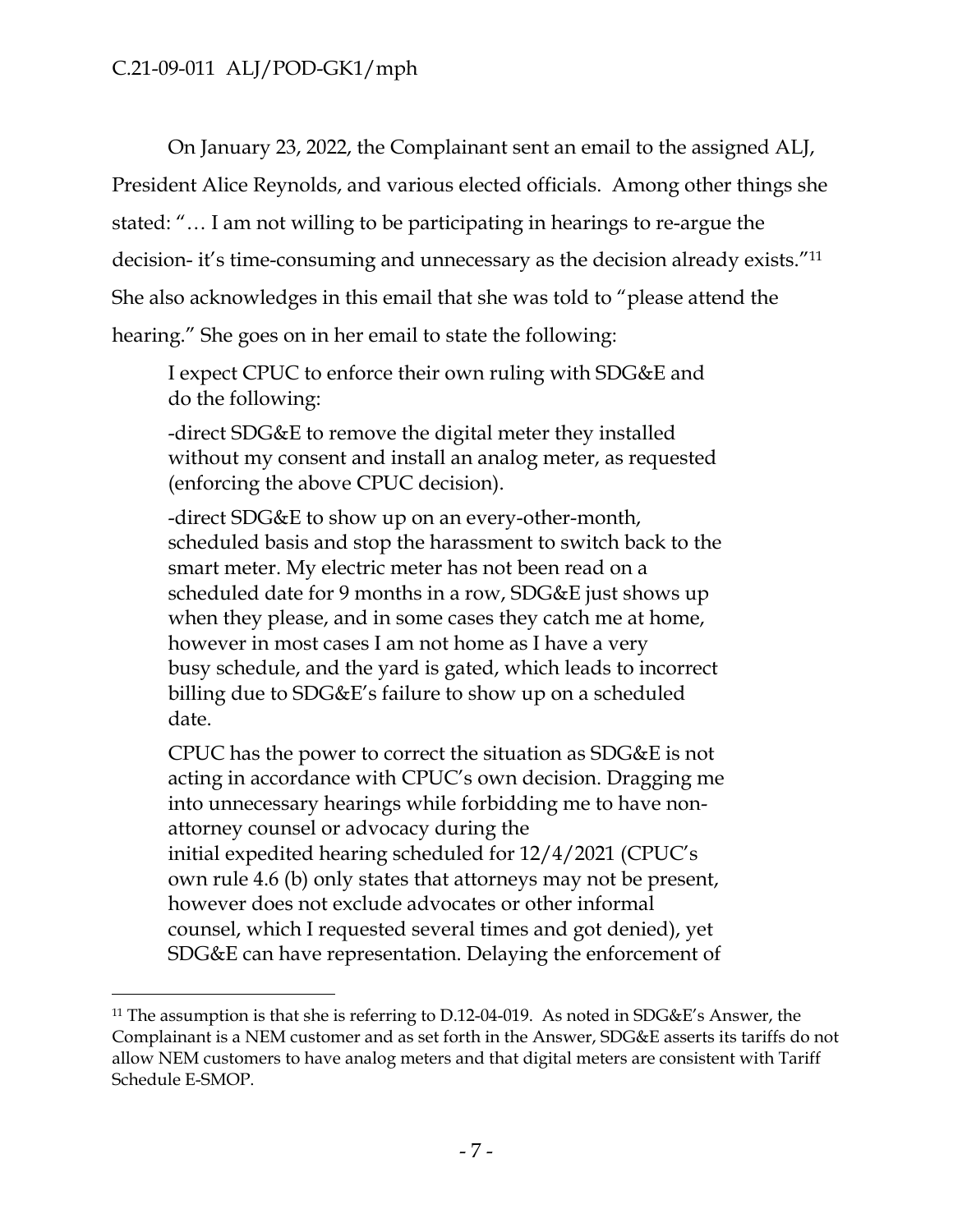On January 23, 2022, the Complainant sent an email to the assigned ALJ, President Alice Reynolds, and various elected officials. Among other things she stated: "… I am not willing to be participating in hearings to re-argue the decision- it's time-consuming and unnecessary as the decision already exists."[11] She also acknowledges in this email that she was told to "please attend the hearing." She goes on in her email to state the following:

> I expect CPUC to enforce their own ruling with SDG&E and do the following:
>
> -direct SDG&E to remove the digital meter they installed without my consent and install an analog meter, as requested (enforcing the above CPUC decision).
>
> -direct SDG&E to show up on an every-other-month, scheduled basis and stop the harassment to switch back to the smart meter. My electric meter has not been read on a scheduled date for 9 months in a row, SDG&E just shows up when they please, and in some cases they catch me at home, however in most cases I am not home as I have a very busy schedule, and the yard is gated, which leads to incorrect billing due to SDG&E's failure to show up on a scheduled date.
>
> CPUC has the power to correct the situation as SDG&E is not acting in accordance with CPUC's own decision. Dragging me into unnecessary hearings while forbidding me to have non-attorney counsel or advocacy during the initial expedited hearing scheduled for 12/4/2021 (CPUC's own rule 4.6 (b) only states that attorneys may not be present, however does not exclude advocates or other informal counsel, which I requested several times and got denied), yet SDG&E can have representation. Delaying the enforcement of

---

[11] The assumption is that she is referring to D.12-04-019. As noted in SDG&E's Answer, the Complainant is a NEM customer and as set forth in the Answer, SDG&E asserts its tariffs do not allow NEM customers to have analog meters and that digital meters are consistent with Tariff Schedule E-SMOP.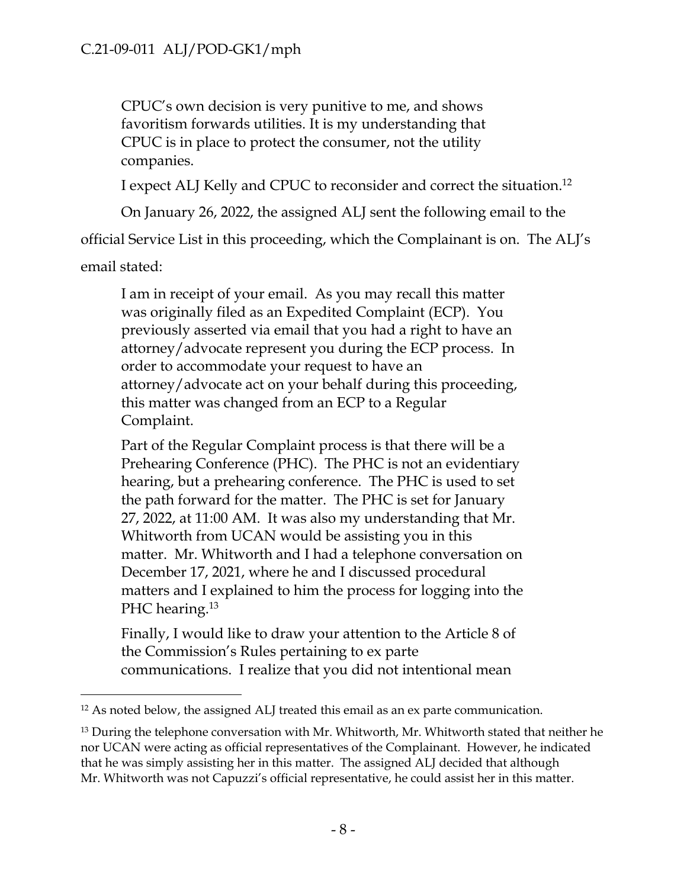> CPUC's own decision is very punitive to me, and shows favoritism forwards utilities. It is my understanding that CPUC is in place to protect the consumer, not the utility companies.
>
> I expect ALJ Kelly and CPUC to reconsider and correct the situation.[12]

On January 26, 2022, the assigned ALJ sent the following email to the official Service List in this proceeding, which the Complainant is on. The ALJ's email stated:

> I am in receipt of your email. As you may recall this matter was originally filed as an Expedited Complaint (ECP). You previously asserted via email that you had a right to have an attorney/advocate represent you during the ECP process. In order to accommodate your request to have an attorney/advocate act on your behalf during this proceeding, this matter was changed from an ECP to a Regular Complaint.
>
> Part of the Regular Complaint process is that there will be a Prehearing Conference (PHC). The PHC is not an evidentiary hearing, but a prehearing conference. The PHC is used to set the path forward for the matter. The PHC is set for January 27, 2022, at 11:00 AM. It was also my understanding that Mr. Whitworth from UCAN would be assisting you in this matter. Mr. Whitworth and I had a telephone conversation on December 17, 2021, where he and I discussed procedural matters and I explained to him the process for logging into the PHC hearing.[13]
>
> Finally, I would like to draw your attention to the Article 8 of the Commission's Rules pertaining to ex parte communications. I realize that you did not intentional mean

---

[12] As noted below, the assigned ALJ treated this email as an ex parte communication.

[13] During the telephone conversation with Mr. Whitworth, Mr. Whitworth stated that neither he nor UCAN were acting as official representatives of the Complainant. However, he indicated that he was simply assisting her in this matter. The assigned ALJ decided that although Mr. Whitworth was not Capuzzi's official representative, he could assist her in this matter.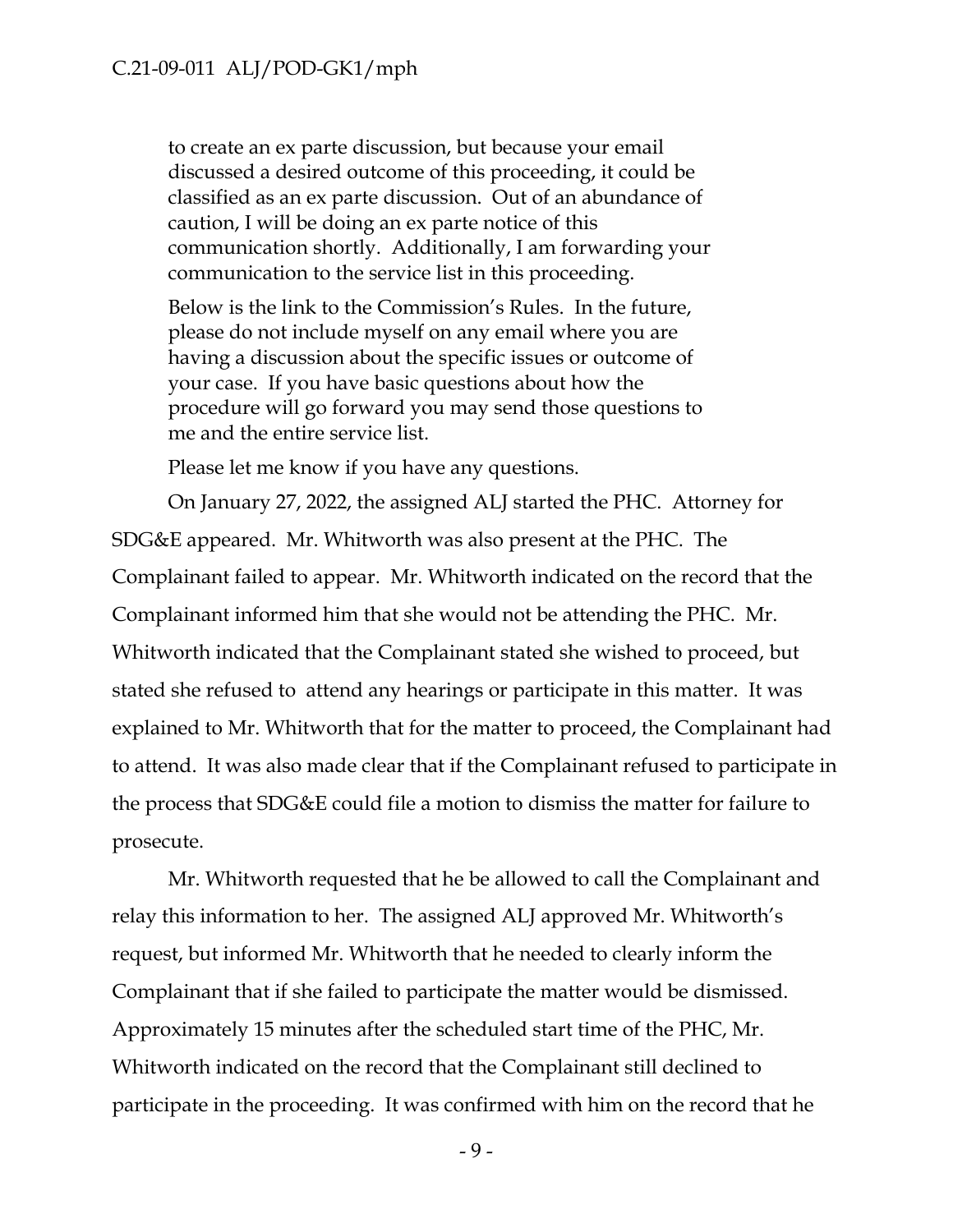> to create an ex parte discussion, but because your email discussed a desired outcome of this proceeding, it could be classified as an ex parte discussion. Out of an abundance of caution, I will be doing an ex parte notice of this communication shortly. Additionally, I am forwarding your communication to the service list in this proceeding.
>
> Below is the link to the Commission's Rules. In the future, please do not include myself on any email where you are having a discussion about the specific issues or outcome of your case. If you have basic questions about how the procedure will go forward you may send those questions to me and the entire service list.
>
> Please let me know if you have any questions.

On January 27, 2022, the assigned ALJ started the PHC. Attorney for SDG&E appeared. Mr. Whitworth was also present at the PHC. The Complainant failed to appear. Mr. Whitworth indicated on the record that the Complainant informed him that she would not be attending the PHC. Mr. Whitworth indicated that the Complainant stated she wished to proceed, but stated she refused to attend any hearings or participate in this matter. It was explained to Mr. Whitworth that for the matter to proceed, the Complainant had to attend. It was also made clear that if the Complainant refused to participate in the process that SDG&E could file a motion to dismiss the matter for failure to prosecute.

Mr. Whitworth requested that he be allowed to call the Complainant and relay this information to her. The assigned ALJ approved Mr. Whitworth's request, but informed Mr. Whitworth that he needed to clearly inform the Complainant that if she failed to participate the matter would be dismissed. Approximately 15 minutes after the scheduled start time of the PHC, Mr. Whitworth indicated on the record that the Complainant still declined to participate in the proceeding. It was confirmed with him on the record that he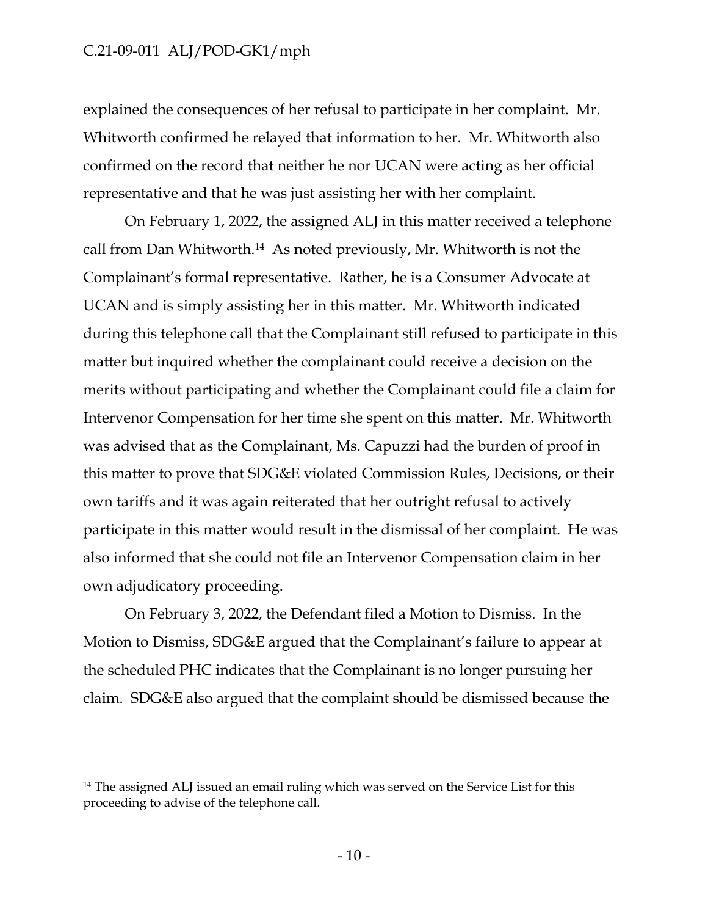explained the consequences of her refusal to participate in her complaint. Mr. Whitworth confirmed he relayed that information to her. Mr. Whitworth also confirmed on the record that neither he nor UCAN were acting as her official representative and that he was just assisting her with her complaint.

On February 1, 2022, the assigned ALJ in this matter received a telephone call from Dan Whitworth.[14] As noted previously, Mr. Whitworth is not the Complainant's formal representative. Rather, he is a Consumer Advocate at UCAN and is simply assisting her in this matter. Mr. Whitworth indicated during this telephone call that the Complainant still refused to participate in this matter but inquired whether the complainant could receive a decision on the merits without participating and whether the Complainant could file a claim for Intervenor Compensation for her time she spent on this matter. Mr. Whitworth was advised that as the Complainant, Ms. Capuzzi had the burden of proof in this matter to prove that SDG&E violated Commission Rules, Decisions, or their own tariffs and it was again reiterated that her outright refusal to actively participate in this matter would result in the dismissal of her complaint. He was also informed that she could not file an Intervenor Compensation claim in her own adjudicatory proceeding.

On February 3, 2022, the Defendant filed a Motion to Dismiss. In the Motion to Dismiss, SDG&E argued that the Complainant's failure to appear at the scheduled PHC indicates that the Complainant is no longer pursuing her claim. SDG&E also argued that the complaint should be dismissed because the

---

[14] The assigned ALJ issued an email ruling which was served on the Service List for this proceeding to advise of the telephone call.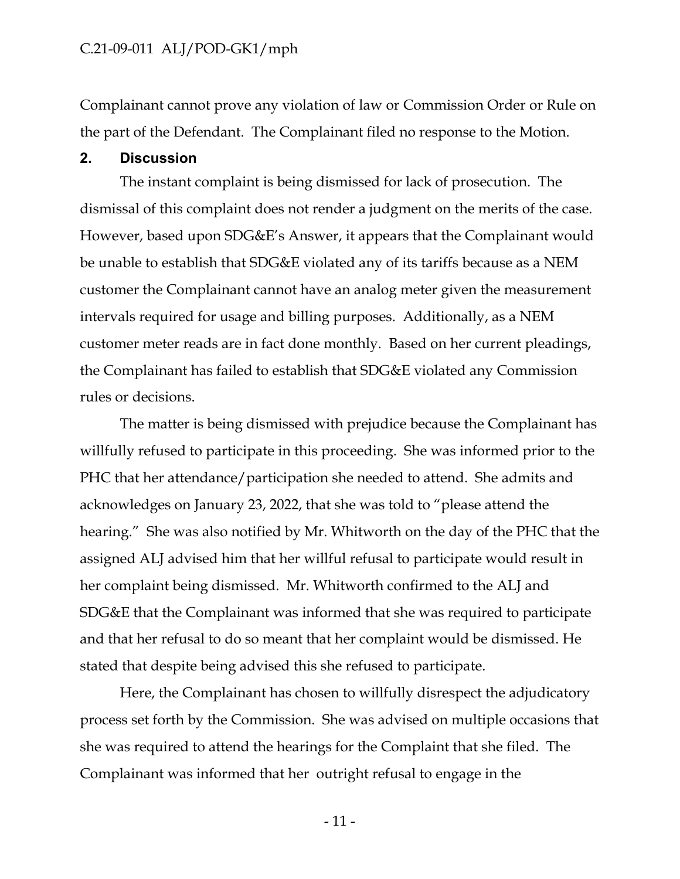Complainant cannot prove any violation of law or Commission Order or Rule on the part of the Defendant. The Complainant filed no response to the Motion.

## 2. Discussion

The instant complaint is being dismissed for lack of prosecution. The dismissal of this complaint does not render a judgment on the merits of the case. However, based upon SDG&E's Answer, it appears that the Complainant would be unable to establish that SDG&E violated any of its tariffs because as a NEM customer the Complainant cannot have an analog meter given the measurement intervals required for usage and billing purposes. Additionally, as a NEM customer meter reads are in fact done monthly. Based on her current pleadings, the Complainant has failed to establish that SDG&E violated any Commission rules or decisions.

The matter is being dismissed with prejudice because the Complainant has willfully refused to participate in this proceeding. She was informed prior to the PHC that her attendance/participation she needed to attend. She admits and acknowledges on January 23, 2022, that she was told to "please attend the hearing." She was also notified by Mr. Whitworth on the day of the PHC that the assigned ALJ advised him that her willful refusal to participate would result in her complaint being dismissed. Mr. Whitworth confirmed to the ALJ and SDG&E that the Complainant was informed that she was required to participate and that her refusal to do so meant that her complaint would be dismissed. He stated that despite being advised this she refused to participate.

Here, the Complainant has chosen to willfully disrespect the adjudicatory process set forth by the Commission. She was advised on multiple occasions that she was required to attend the hearings for the Complaint that she filed. The Complainant was informed that her outright refusal to engage in the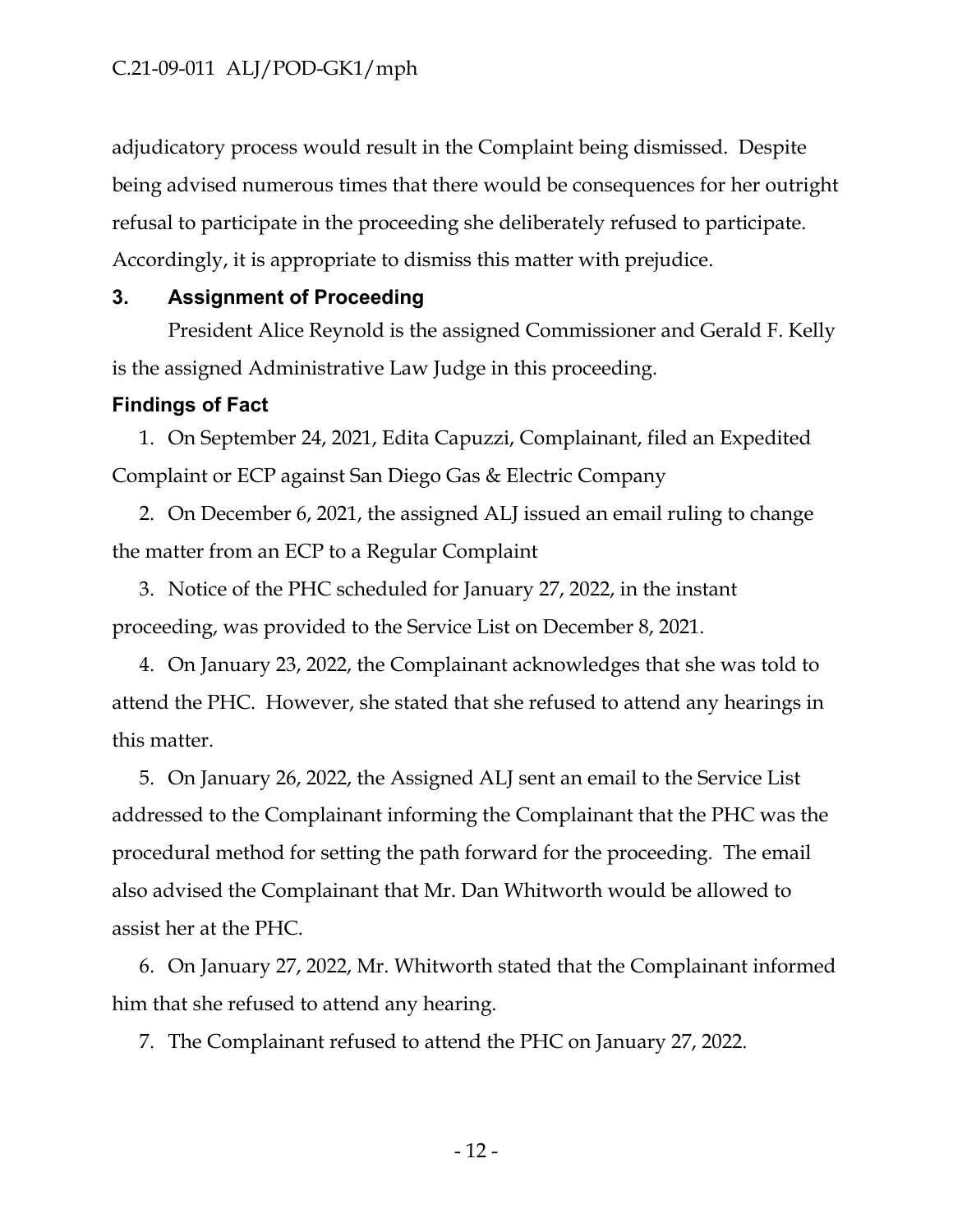adjudicatory process would result in the Complaint being dismissed. Despite being advised numerous times that there would be consequences for her outright refusal to participate in the proceeding she deliberately refused to participate. Accordingly, it is appropriate to dismiss this matter with prejudice.

## 3. Assignment of Proceeding

President Alice Reynold is the assigned Commissioner and Gerald F. Kelly is the assigned Administrative Law Judge in this proceeding.

## Findings of Fact

1. On September 24, 2021, Edita Capuzzi, Complainant, filed an Expedited Complaint or ECP against San Diego Gas & Electric Company
2. On December 6, 2021, the assigned ALJ issued an email ruling to change the matter from an ECP to a Regular Complaint
3. Notice of the PHC scheduled for January 27, 2022, in the instant proceeding, was provided to the Service List on December 8, 2021.
4. On January 23, 2022, the Complainant acknowledges that she was told to attend the PHC. However, she stated that she refused to attend any hearings in this matter.
5. On January 26, 2022, the Assigned ALJ sent an email to the Service List addressed to the Complainant informing the Complainant that the PHC was the procedural method for setting the path forward for the proceeding. The email also advised the Complainant that Mr. Dan Whitworth would be allowed to assist her at the PHC.
6. On January 27, 2022, Mr. Whitworth stated that the Complainant informed him that she refused to attend any hearing.
7. The Complainant refused to attend the PHC on January 27, 2022.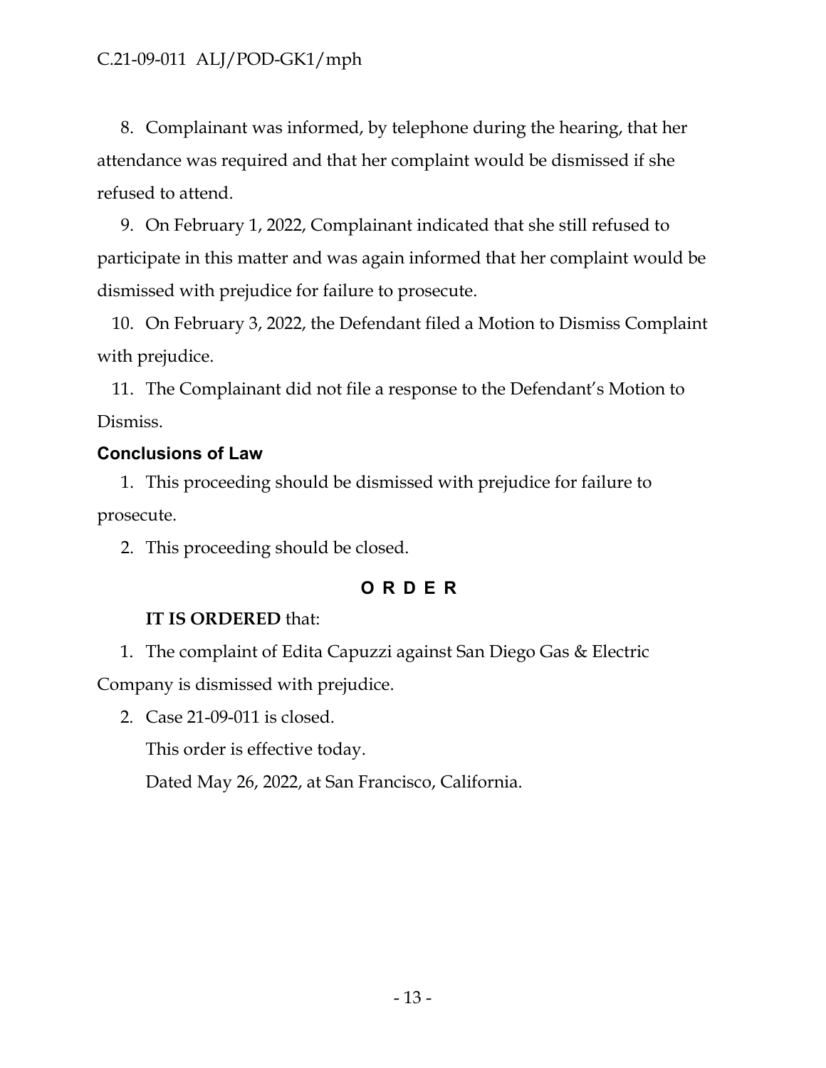8. Complainant was informed, by telephone during the hearing, that her attendance was required and that her complaint would be dismissed if she refused to attend.

9. On February 1, 2022, Complainant indicated that she still refused to participate in this matter and was again informed that her complaint would be dismissed with prejudice for failure to prosecute.

10. On February 3, 2022, the Defendant filed a Motion to Dismiss Complaint with prejudice.

11. The Complainant did not file a response to the Defendant's Motion to Dismiss.

### Conclusions of Law

1. This proceeding should be dismissed with prejudice for failure to prosecute.

2. This proceeding should be closed.

## O R D E R

**IT IS ORDERED** that:

1. The complaint of Edita Capuzzi against San Diego Gas & Electric Company is dismissed with prejudice.

2. Case 21-09-011 is closed.

This order is effective today.

Dated May 26, 2022, at San Francisco, California.